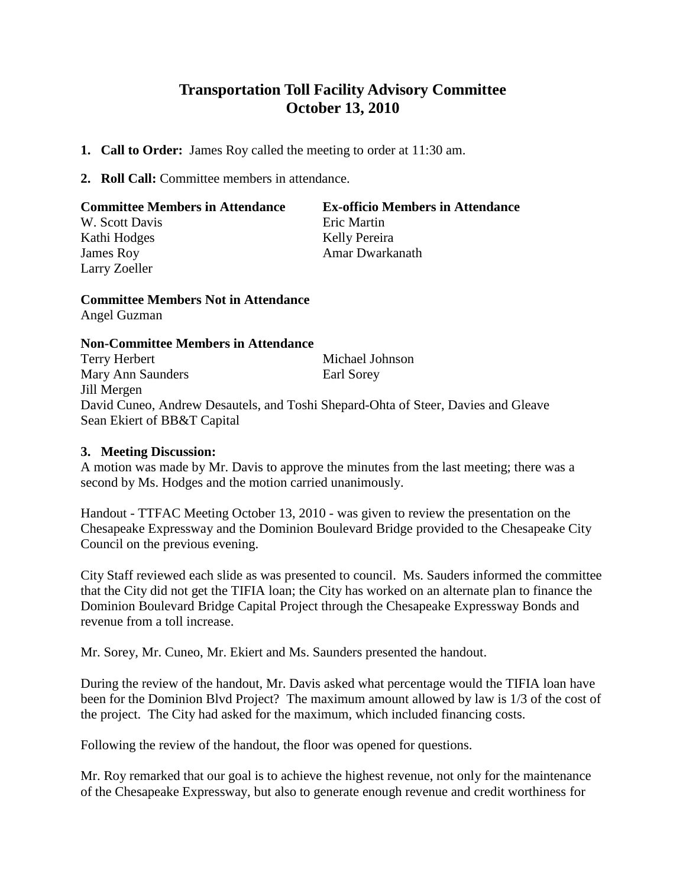# Transportation Toll Facility Advisory Committee
## October 13, 2010

1. **Call to Order:** James Roy called the meeting to order at 11:30 am.

2. **Roll Call:** Committee members in attendance.

| **Committee Members in Attendance** | **Ex-officio Members in Attendance** |
|---|---|
| W. Scott Davis | Eric Martin |
| Kathi Hodges | Kelly Pereira |
| James Roy | Amar Dwarkanath |
| Larry Zoeller | |

**Committee Members Not in Attendance**
Angel Guzman

**Non-Committee Members in Attendance**

| | |
|---|---|
| Terry Herbert | Michael Johnson |
| Mary Ann Saunders | Earl Sorey |
| Jill Mergen | |

David Cuneo, Andrew Desautels, and Toshi Shepard-Ohta of Steer, Davies and Gleave
Sean Ekiert of BB&T Capital

3. **Meeting Discussion:**

A motion was made by Mr. Davis to approve the minutes from the last meeting; there was a second by Ms. Hodges and the motion carried unanimously.

Handout - TTFAC Meeting October 13, 2010 - was given to review the presentation on the Chesapeake Expressway and the Dominion Boulevard Bridge provided to the Chesapeake City Council on the previous evening.

City Staff reviewed each slide as was presented to council. Ms. Sauders informed the committee that the City did not get the TIFIA loan; the City has worked on an alternate plan to finance the Dominion Boulevard Bridge Capital Project through the Chesapeake Expressway Bonds and revenue from a toll increase.

Mr. Sorey, Mr. Cuneo, Mr. Ekiert and Ms. Saunders presented the handout.

During the review of the handout, Mr. Davis asked what percentage would the TIFIA loan have been for the Dominion Blvd Project? The maximum amount allowed by law is 1/3 of the cost of the project. The City had asked for the maximum, which included financing costs.

Following the review of the handout, the floor was opened for questions.

Mr. Roy remarked that our goal is to achieve the highest revenue, not only for the maintenance of the Chesapeake Expressway, but also to generate enough revenue and credit worthiness for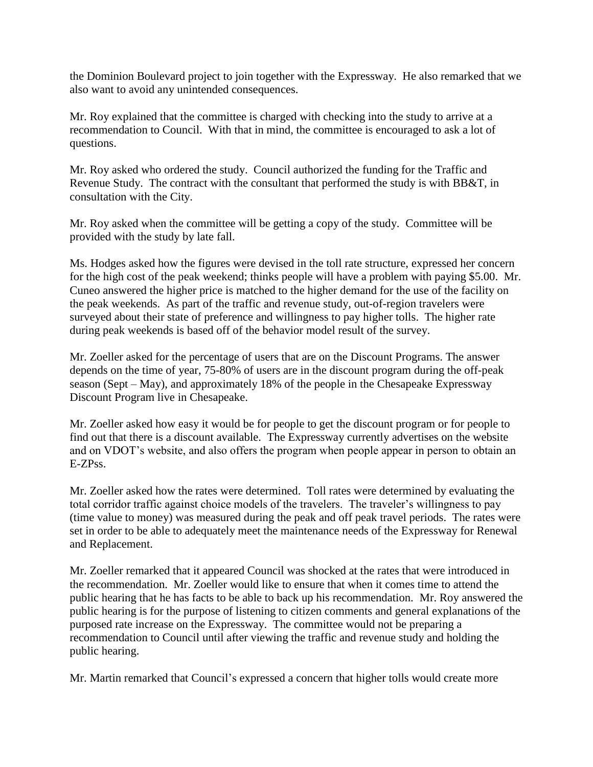the Dominion Boulevard project to join together with the Expressway. He also remarked that we also want to avoid any unintended consequences.

Mr. Roy explained that the committee is charged with checking into the study to arrive at a recommendation to Council. With that in mind, the committee is encouraged to ask a lot of questions.

Mr. Roy asked who ordered the study. Council authorized the funding for the Traffic and Revenue Study. The contract with the consultant that performed the study is with BB&T, in consultation with the City.

Mr. Roy asked when the committee will be getting a copy of the study. Committee will be provided with the study by late fall.

Ms. Hodges asked how the figures were devised in the toll rate structure, expressed her concern for the high cost of the peak weekend; thinks people will have a problem with paying $5.00. Mr. Cuneo answered the higher price is matched to the higher demand for the use of the facility on the peak weekends. As part of the traffic and revenue study, out-of-region travelers were surveyed about their state of preference and willingness to pay higher tolls. The higher rate during peak weekends is based off of the behavior model result of the survey.

Mr. Zoeller asked for the percentage of users that are on the Discount Programs. The answer depends on the time of year, 75-80% of users are in the discount program during the off-peak season (Sept – May), and approximately 18% of the people in the Chesapeake Expressway Discount Program live in Chesapeake.

Mr. Zoeller asked how easy it would be for people to get the discount program or for people to find out that there is a discount available. The Expressway currently advertises on the website and on VDOT's website, and also offers the program when people appear in person to obtain an E-ZPss.

Mr. Zoeller asked how the rates were determined. Toll rates were determined by evaluating the total corridor traffic against choice models of the travelers. The traveler's willingness to pay (time value to money) was measured during the peak and off peak travel periods. The rates were set in order to be able to adequately meet the maintenance needs of the Expressway for Renewal and Replacement.

Mr. Zoeller remarked that it appeared Council was shocked at the rates that were introduced in the recommendation. Mr. Zoeller would like to ensure that when it comes time to attend the public hearing that he has facts to be able to back up his recommendation. Mr. Roy answered the public hearing is for the purpose of listening to citizen comments and general explanations of the purposed rate increase on the Expressway. The committee would not be preparing a recommendation to Council until after viewing the traffic and revenue study and holding the public hearing.

Mr. Martin remarked that Council's expressed a concern that higher tolls would create more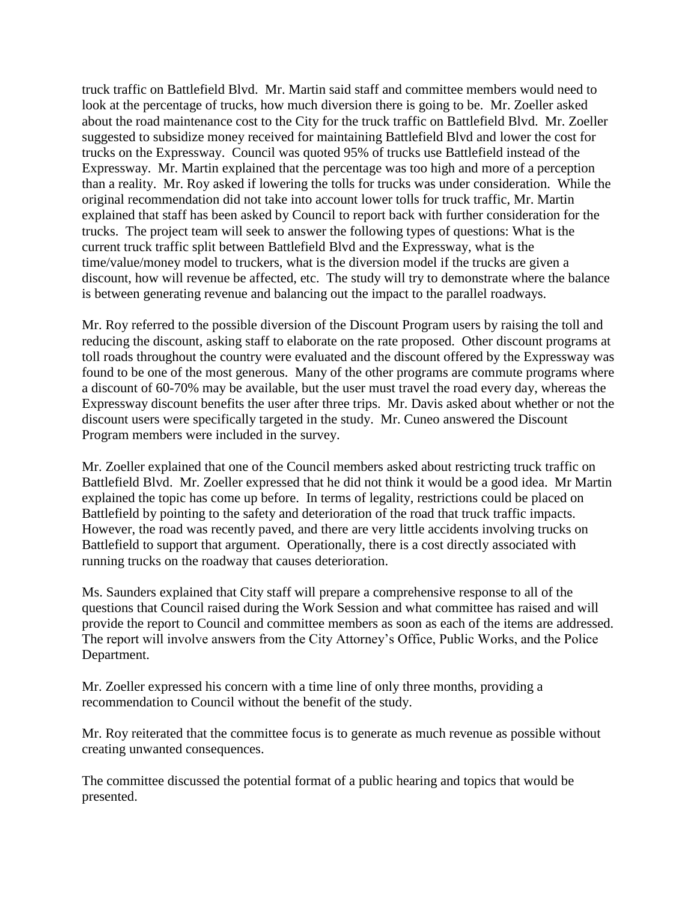truck traffic on Battlefield Blvd. Mr. Martin said staff and committee members would need to look at the percentage of trucks, how much diversion there is going to be. Mr. Zoeller asked about the road maintenance cost to the City for the truck traffic on Battlefield Blvd. Mr. Zoeller suggested to subsidize money received for maintaining Battlefield Blvd and lower the cost for trucks on the Expressway. Council was quoted 95% of trucks use Battlefield instead of the Expressway. Mr. Martin explained that the percentage was too high and more of a perception than a reality. Mr. Roy asked if lowering the tolls for trucks was under consideration. While the original recommendation did not take into account lower tolls for truck traffic, Mr. Martin explained that staff has been asked by Council to report back with further consideration for the trucks. The project team will seek to answer the following types of questions: What is the current truck traffic split between Battlefield Blvd and the Expressway, what is the time/value/money model to truckers, what is the diversion model if the trucks are given a discount, how will revenue be affected, etc. The study will try to demonstrate where the balance is between generating revenue and balancing out the impact to the parallel roadways.

Mr. Roy referred to the possible diversion of the Discount Program users by raising the toll and reducing the discount, asking staff to elaborate on the rate proposed. Other discount programs at toll roads throughout the country were evaluated and the discount offered by the Expressway was found to be one of the most generous. Many of the other programs are commute programs where a discount of 60-70% may be available, but the user must travel the road every day, whereas the Expressway discount benefits the user after three trips. Mr. Davis asked about whether or not the discount users were specifically targeted in the study. Mr. Cuneo answered the Discount Program members were included in the survey.

Mr. Zoeller explained that one of the Council members asked about restricting truck traffic on Battlefield Blvd. Mr. Zoeller expressed that he did not think it would be a good idea. Mr Martin explained the topic has come up before. In terms of legality, restrictions could be placed on Battlefield by pointing to the safety and deterioration of the road that truck traffic impacts. However, the road was recently paved, and there are very little accidents involving trucks on Battlefield to support that argument. Operationally, there is a cost directly associated with running trucks on the roadway that causes deterioration.

Ms. Saunders explained that City staff will prepare a comprehensive response to all of the questions that Council raised during the Work Session and what committee has raised and will provide the report to Council and committee members as soon as each of the items are addressed. The report will involve answers from the City Attorney's Office, Public Works, and the Police Department.

Mr. Zoeller expressed his concern with a time line of only three months, providing a recommendation to Council without the benefit of the study.

Mr. Roy reiterated that the committee focus is to generate as much revenue as possible without creating unwanted consequences.

The committee discussed the potential format of a public hearing and topics that would be presented.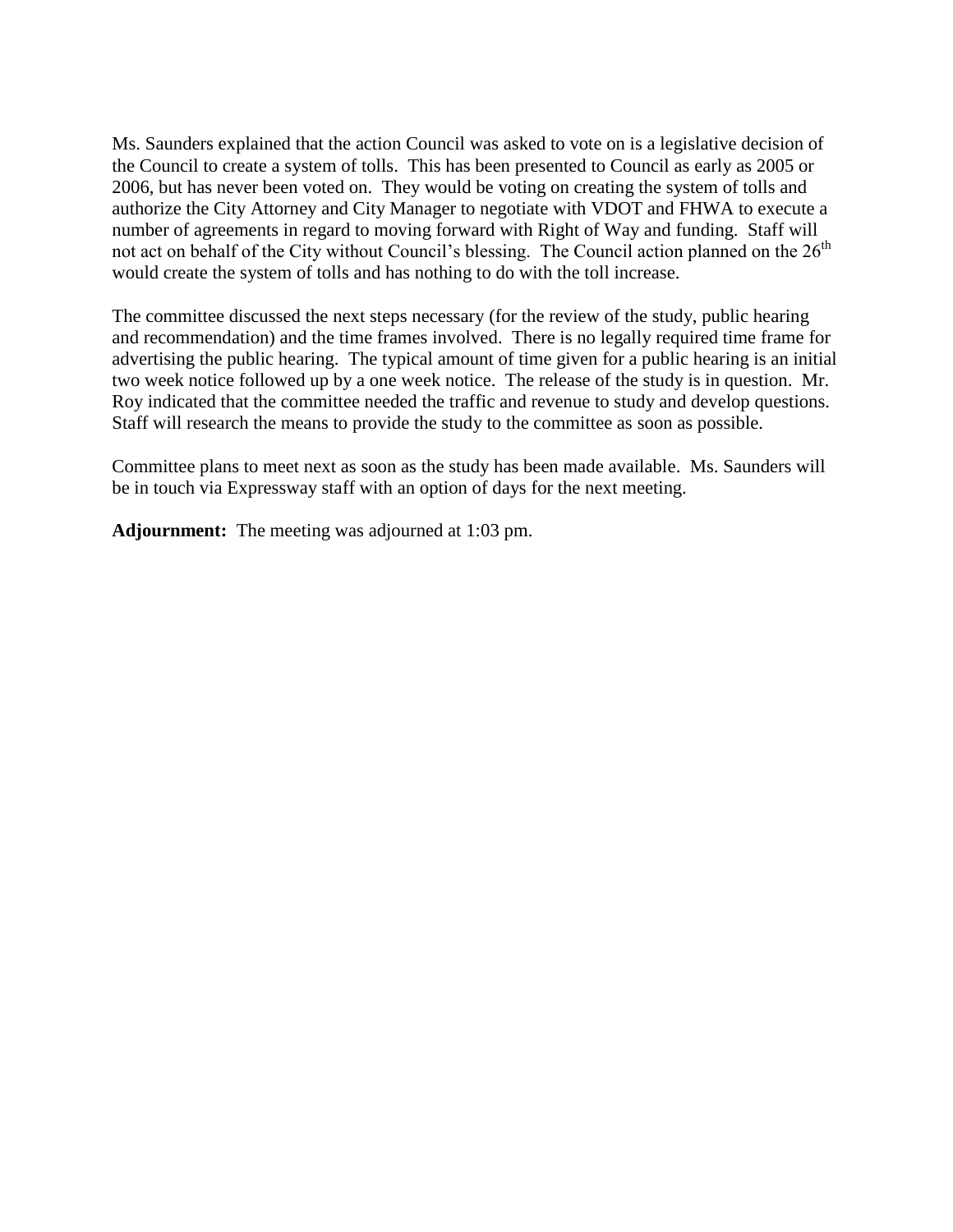Ms. Saunders explained that the action Council was asked to vote on is a legislative decision of the Council to create a system of tolls. This has been presented to Council as early as 2005 or 2006, but has never been voted on. They would be voting on creating the system of tolls and authorize the City Attorney and City Manager to negotiate with VDOT and FHWA to execute a number of agreements in regard to moving forward with Right of Way and funding. Staff will not act on behalf of the City without Council's blessing. The Council action planned on the 26th would create the system of tolls and has nothing to do with the toll increase.

The committee discussed the next steps necessary (for the review of the study, public hearing and recommendation) and the time frames involved. There is no legally required time frame for advertising the public hearing. The typical amount of time given for a public hearing is an initial two week notice followed up by a one week notice. The release of the study is in question. Mr. Roy indicated that the committee needed the traffic and revenue to study and develop questions. Staff will research the means to provide the study to the committee as soon as possible.

Committee plans to meet next as soon as the study has been made available. Ms. Saunders will be in touch via Expressway staff with an option of days for the next meeting.

**Adjournment:** The meeting was adjourned at 1:03 pm.